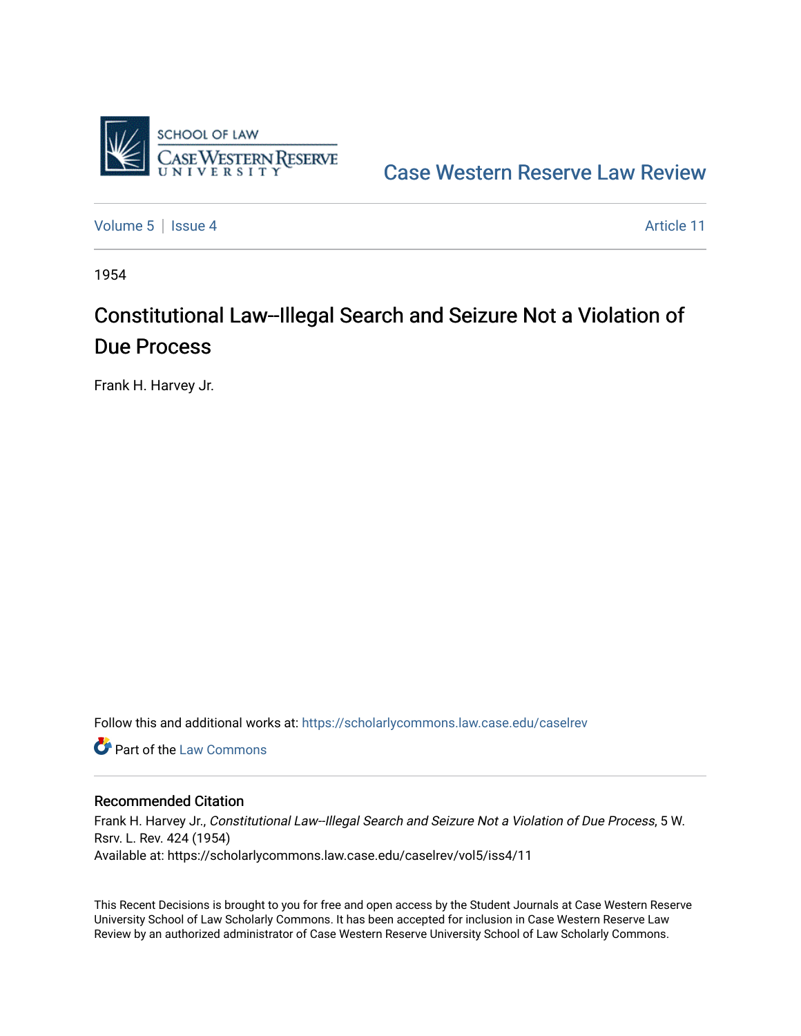Case Western Reserve Law Review

Volume 5 | Issue 4 | Article 11

1954

# Constitutional Law--Illegal Search and Seizure Not a Violation of Due Process

Frank H. Harvey Jr.

Follow this and additional works at: https://scholarlycommons.law.case.edu/caselrev

Part of the Law Commons

## Recommended Citation

Frank H. Harvey Jr., *Constitutional Law--Illegal Search and Seizure Not a Violation of Due Process*, 5 W. Rsrv. L. Rev. 424 (1954)
Available at: https://scholarlycommons.law.case.edu/caselrev/vol5/iss4/11

This Recent Decisions is brought to you for free and open access by the Student Journals at Case Western Reserve University School of Law Scholarly Commons. It has been accepted for inclusion in Case Western Reserve Law Review by an authorized administrator of Case Western Reserve University School of Law Scholarly Commons.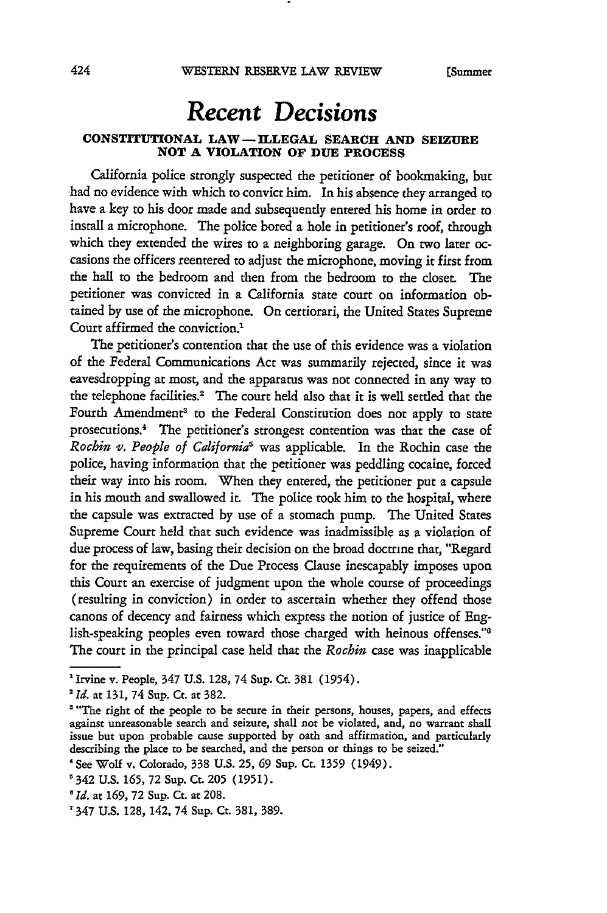# *Recent Decisions*

### CONSTITUTIONAL LAW — ILLEGAL SEARCH AND SEIZURE NOT A VIOLATION OF DUE PROCESS

California police strongly suspected the petitioner of bookmaking, but had no evidence with which to convict him. In his absence they arranged to have a key to his door made and subsequently entered his home in order to install a microphone. The police bored a hole in petitioner's roof, through which they extended the wires to a neighboring garage. On two later occasions the officers reentered to adjust the microphone, moving it first from the hall to the bedroom and then from the bedroom to the closet. The petitioner was convicted in a California state court on information obtained by use of the microphone. On certiorari, the United States Supreme Court affirmed the conviction.[1]

The petitioner's contention that the use of this evidence was a violation of the Federal Communications Act was summarily rejected, since it was eavesdropping at most, and the apparatus was not connected in any way to the telephone facilities.[2] The court held also that it is well settled that the Fourth Amendment[3] to the Federal Constitution does not apply to state prosecutions.[4] The petitioner's strongest contention was that the case of *Rochin v. People of California*[5] was applicable. In the Rochin case the police, having information that the petitioner was peddling cocaine, forced their way into his room. When they entered, the petitioner put a capsule in his mouth and swallowed it. The police took him to the hospital, where the capsule was extracted by use of a stomach pump. The United States Supreme Court held that such evidence was inadmissible as a violation of due process of law, basing their decision on the broad doctrine that, "Regard for the requirements of the Due Process Clause inescapably imposes upon this Court an exercise of judgment upon the whole course of proceedings (resulting in conviction) in order to ascertain whether they offend those canons of decency and fairness which express the notion of justice of English-speaking peoples even toward those charged with heinous offenses."[6] The court in the principal case held that the *Rochin* case was inapplicable

---

[1] Irvine v. People, 347 U.S. 128, 74 Sup. Ct. 381 (1954).

[2] *Id.* at 131, 74 Sup. Ct. at 382.

[3] "The right of the people to be secure in their persons, houses, papers, and effects against unreasonable search and seizure, shall not be violated, and, no warrant shall issue but upon probable cause supported by oath and affirmation, and particularly describing the place to be searched, and the person or things to be seized."

[4] See Wolf v. Colorado, 338 U.S. 25, 69 Sup. Ct. 1359 (1949).

[5] 342 U.S. 165, 72 Sup. Ct. 205 (1951).

[6] *Id.* at 169, 72 Sup. Ct. at 208.

[7] 347 U.S. 128, 142, 74 Sup. Ct. 381, 389.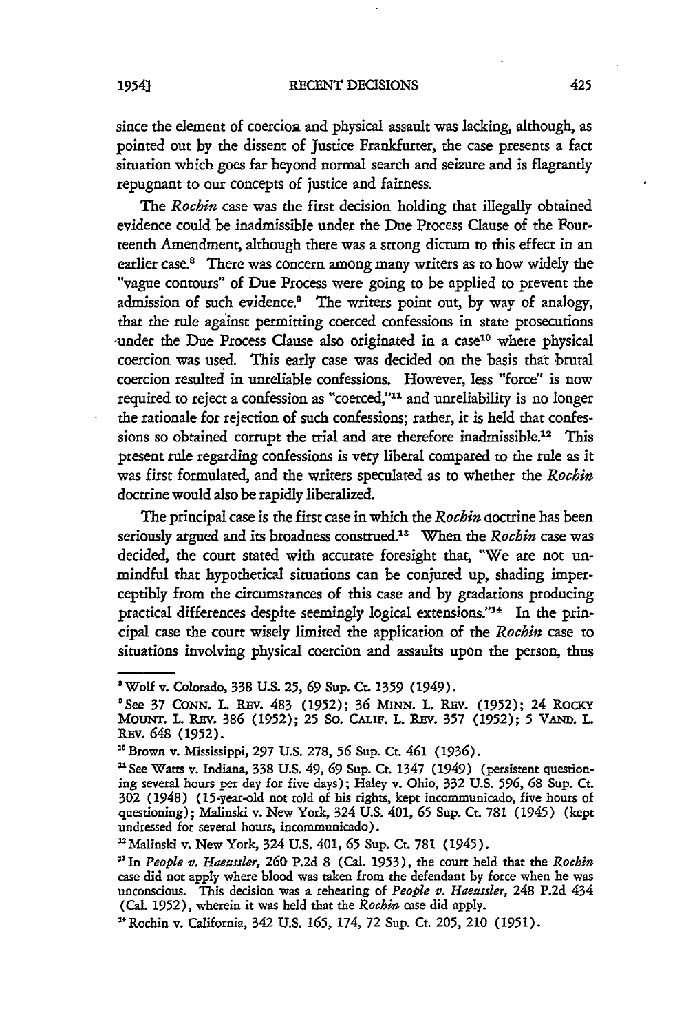since the element of coercion and physical assault was lacking, although, as pointed out by the dissent of Justice Frankfurter, the case presents a fact situation which goes far beyond normal search and seizure and is flagrantly repugnant to our concepts of justice and fairness.

The *Rochin* case was the first decision holding that illegally obtained evidence could be inadmissible under the Due Process Clause of the Fourteenth Amendment, although there was a strong dictum to this effect in an earlier case.[8] There was concern among many writers as to how widely the "vague contours" of Due Process were going to be applied to prevent the admission of such evidence.[9] The writers point out, by way of analogy, that the rule against permitting coerced confessions in state prosecutions under the Due Process Clause also originated in a case[10] where physical coercion was used. This early case was decided on the basis that brutal coercion resulted in unreliable confessions. However, less "force" is now required to reject a confession as "coerced,"[11] and unreliability is no longer the rationale for rejection of such confessions; rather, it is held that confessions so obtained corrupt the trial and are therefore inadmissible.[12] This present rule regarding confessions is very liberal compared to the rule as it was first formulated, and the writers speculated as to whether the *Rochin* doctrine would also be rapidly liberalized.

The principal case is the first case in which the *Rochin* doctrine has been seriously argued and its broadness construed.[13] When the *Rochin* case was decided, the court stated with accurate foresight that, "We are not unmindful that hypothetical situations can be conjured up, shading imperceptibly from the circumstances of this case and by gradations producing practical differences despite seemingly logical extensions."[14] In the principal case the court wisely limited the application of the *Rochin* case to situations involving physical coercion and assaults upon the person, thus

---

[8] Wolf v. Colorado, 338 U.S. 25, 69 Sup. Ct. 1359 (1949).

[9] See 37 CONN. L. REV. 483 (1952); 36 MINN. L. REV. (1952); 24 ROCKY MOUNT. L. REV. 386 (1952); 25 SO. CALIF. L. REV. 357 (1952); 5 VAND. L. REV. 648 (1952).

[10] Brown v. Mississippi, 297 U.S. 278, 56 Sup. Ct. 461 (1936).

[11] See Watts v. Indiana, 338 U.S. 49, 69 Sup. Ct. 1347 (1949) (persistent questioning several hours per day for five days); Haley v. Ohio, 332 U.S. 596, 68 Sup. Ct. 302 (1948) (15-year-old not told of his rights, kept incommunicado, five hours of questioning); Malinski v. New York, 324 U.S. 401, 65 Sup. Ct. 781 (1945) (kept undressed for several hours, incommunicado).

[12] Malinski v. New York, 324 U.S. 401, 65 Sup. Ct. 781 (1945).

[13] In *People v. Haeussler*, 260 P.2d 8 (Cal. 1953), the court held that the *Rochin* case did not apply where blood was taken from the defendant by force when he was unconscious. This decision was a rehearing of *People v. Haeussler*, 248 P.2d 434 (Cal. 1952), wherein it was held that the *Rochin* case did apply.

[14] Rochin v. California, 342 U.S. 165, 174, 72 Sup. Ct. 205, 210 (1951).